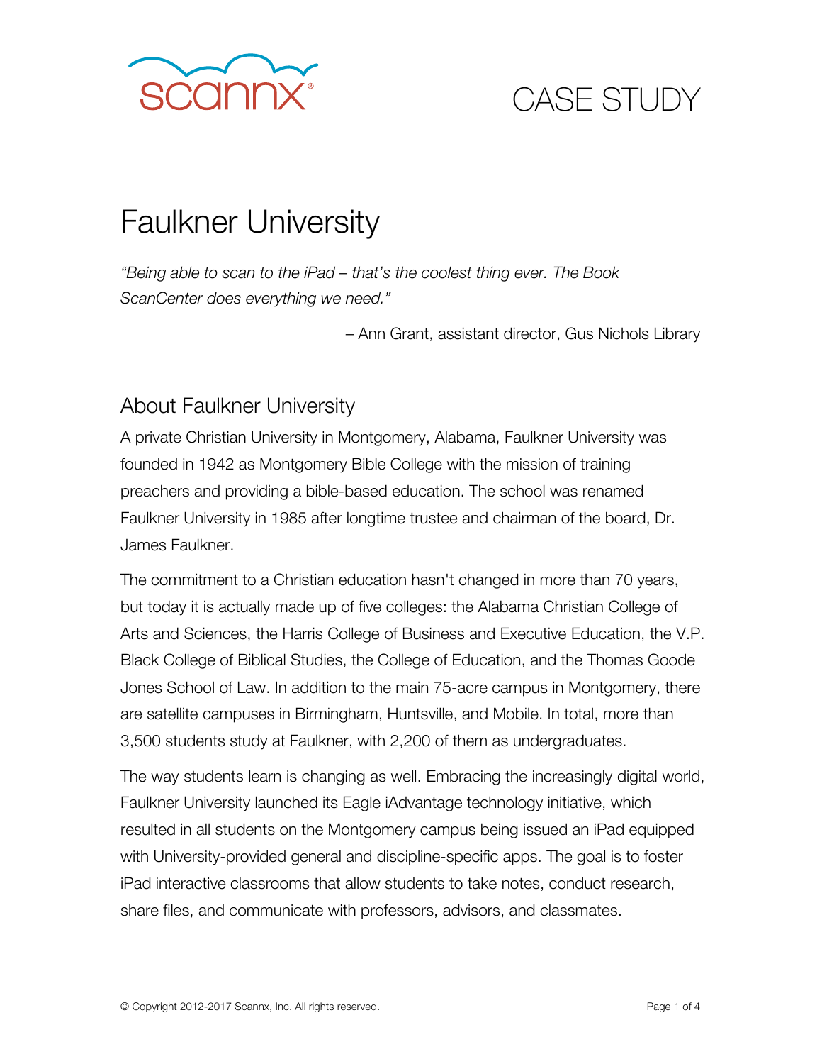scannx®

# CASE STUDY

# Faulkner University

*"Being able to scan to the iPad – that's the coolest thing ever. The Book ScanCenter does everything we need."*

– Ann Grant, assistant director, Gus Nichols Library

## About Faulkner University

A private Christian University in Montgomery, Alabama, Faulkner University was founded in 1942 as Montgomery Bible College with the mission of training preachers and providing a bible-based education. The school was renamed Faulkner University in 1985 after longtime trustee and chairman of the board, Dr. James Faulkner.

The commitment to a Christian education hasn't changed in more than 70 years, but today it is actually made up of five colleges: the Alabama Christian College of Arts and Sciences, the Harris College of Business and Executive Education, the V.P. Black College of Biblical Studies, the College of Education, and the Thomas Goode Jones School of Law. In addition to the main 75-acre campus in Montgomery, there are satellite campuses in Birmingham, Huntsville, and Mobile. In total, more than 3,500 students study at Faulkner, with 2,200 of them as undergraduates.

The way students learn is changing as well. Embracing the increasingly digital world, Faulkner University launched its Eagle iAdvantage technology initiative, which resulted in all students on the Montgomery campus being issued an iPad equipped with University-provided general and discipline-specific apps. The goal is to foster iPad interactive classrooms that allow students to take notes, conduct research, share files, and communicate with professors, advisors, and classmates.

© Copyright 2012-2017 Scannx, Inc. All rights reserved.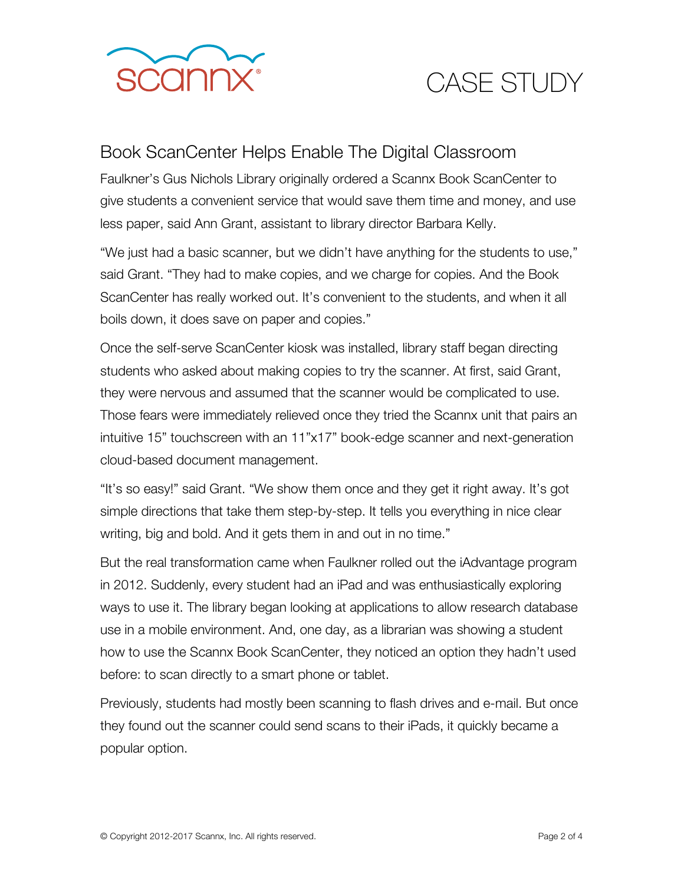## Book ScanCenter Helps Enable The Digital Classroom

Faulkner's Gus Nichols Library originally ordered a Scannx Book ScanCenter to give students a convenient service that would save them time and money, and use less paper, said Ann Grant, assistant to library director Barbara Kelly.

"We just had a basic scanner, but we didn't have anything for the students to use," said Grant. "They had to make copies, and we charge for copies. And the Book ScanCenter has really worked out. It's convenient to the students, and when it all boils down, it does save on paper and copies."

Once the self-serve ScanCenter kiosk was installed, library staff began directing students who asked about making copies to try the scanner. At first, said Grant, they were nervous and assumed that the scanner would be complicated to use. Those fears were immediately relieved once they tried the Scannx unit that pairs an intuitive 15" touchscreen with an 11"x17" book-edge scanner and next-generation cloud-based document management.

"It's so easy!" said Grant. "We show them once and they get it right away. It's got simple directions that take them step-by-step. It tells you everything in nice clear writing, big and bold. And it gets them in and out in no time."

But the real transformation came when Faulkner rolled out the iAdvantage program in 2012. Suddenly, every student had an iPad and was enthusiastically exploring ways to use it. The library began looking at applications to allow research database use in a mobile environment. And, one day, as a librarian was showing a student how to use the Scannx Book ScanCenter, they noticed an option they hadn't used before: to scan directly to a smart phone or tablet.

Previously, students had mostly been scanning to flash drives and e-mail. But once they found out the scanner could send scans to their iPads, it quickly became a popular option.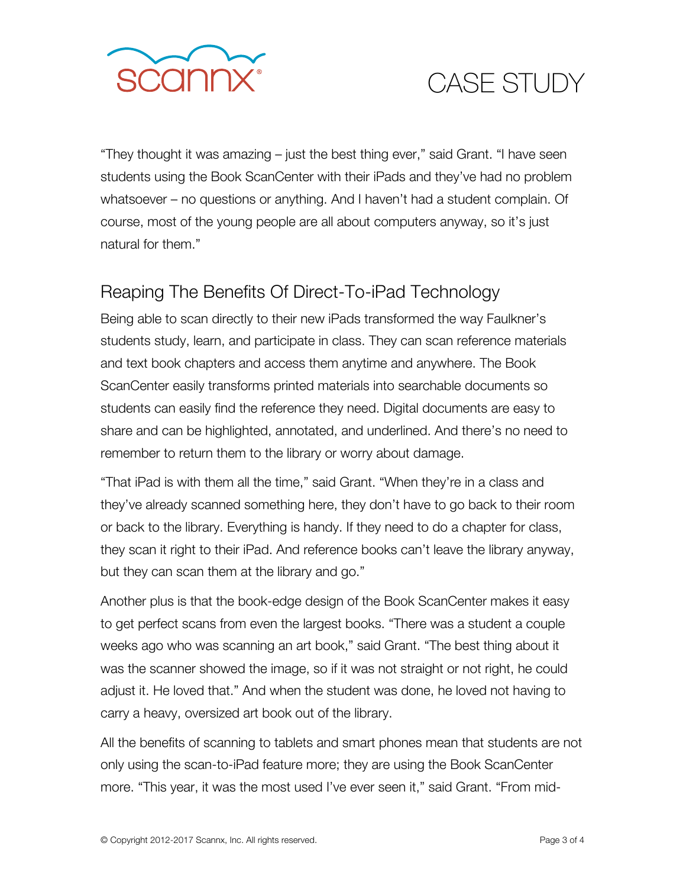"They thought it was amazing – just the best thing ever," said Grant. "I have seen students using the Book ScanCenter with their iPads and they've had no problem whatsoever – no questions or anything. And I haven't had a student complain. Of course, most of the young people are all about computers anyway, so it's just natural for them."

## Reaping The Benefits Of Direct-To-iPad Technology

Being able to scan directly to their new iPads transformed the way Faulkner's students study, learn, and participate in class. They can scan reference materials and text book chapters and access them anytime and anywhere. The Book ScanCenter easily transforms printed materials into searchable documents so students can easily find the reference they need. Digital documents are easy to share and can be highlighted, annotated, and underlined. And there's no need to remember to return them to the library or worry about damage.

"That iPad is with them all the time," said Grant. "When they're in a class and they've already scanned something here, they don't have to go back to their room or back to the library. Everything is handy. If they need to do a chapter for class, they scan it right to their iPad. And reference books can't leave the library anyway, but they can scan them at the library and go."

Another plus is that the book-edge design of the Book ScanCenter makes it easy to get perfect scans from even the largest books. "There was a student a couple weeks ago who was scanning an art book," said Grant. "The best thing about it was the scanner showed the image, so if it was not straight or not right, he could adjust it. He loved that." And when the student was done, he loved not having to carry a heavy, oversized art book out of the library.

All the benefits of scanning to tablets and smart phones mean that students are not only using the scan-to-iPad feature more; they are using the Book ScanCenter more. "This year, it was the most used I've ever seen it," said Grant. "From mid-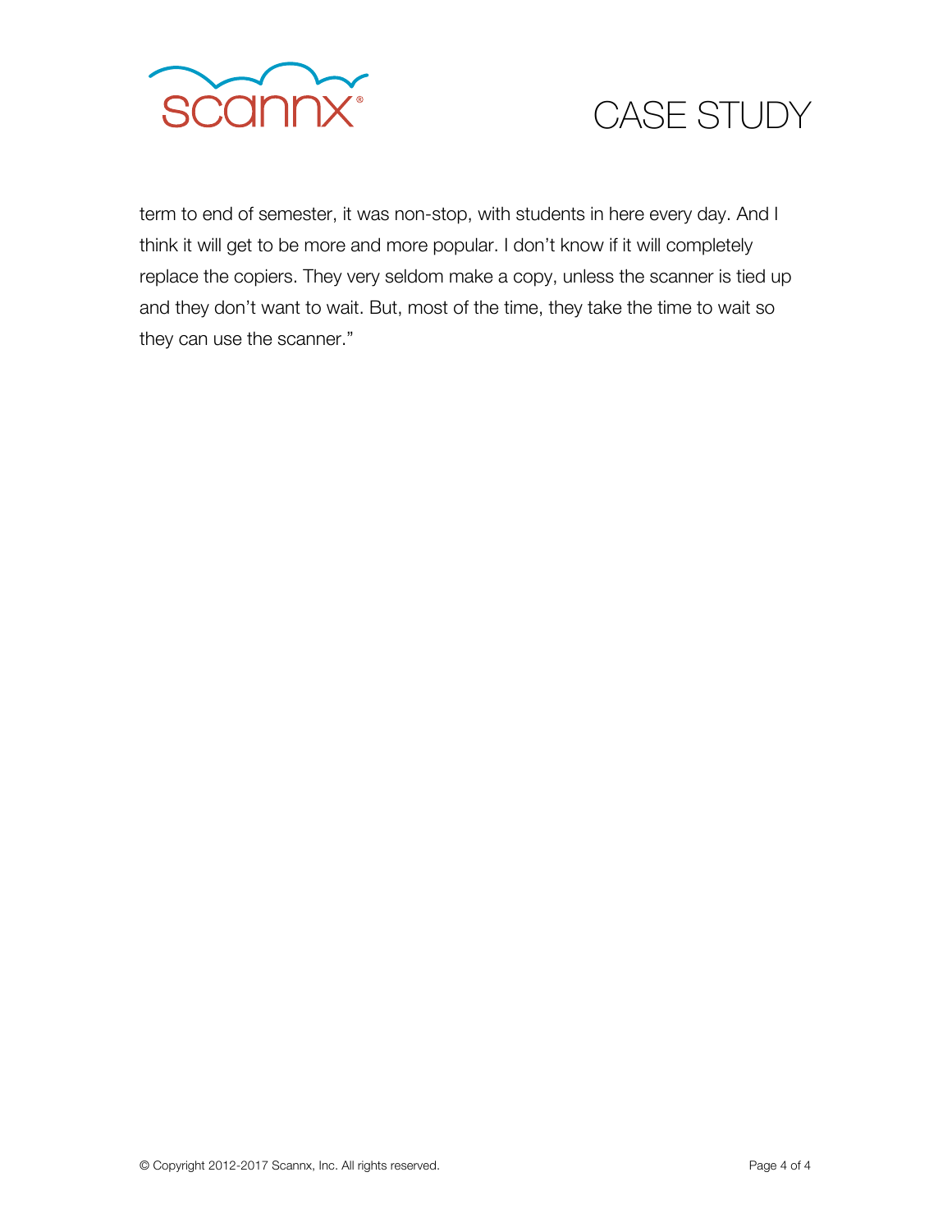term to end of semester, it was non-stop, with students in here every day. And I think it will get to be more and more popular. I don't know if it will completely replace the copiers. They very seldom make a copy, unless the scanner is tied up and they don't want to wait. But, most of the time, they take the time to wait so they can use the scanner."